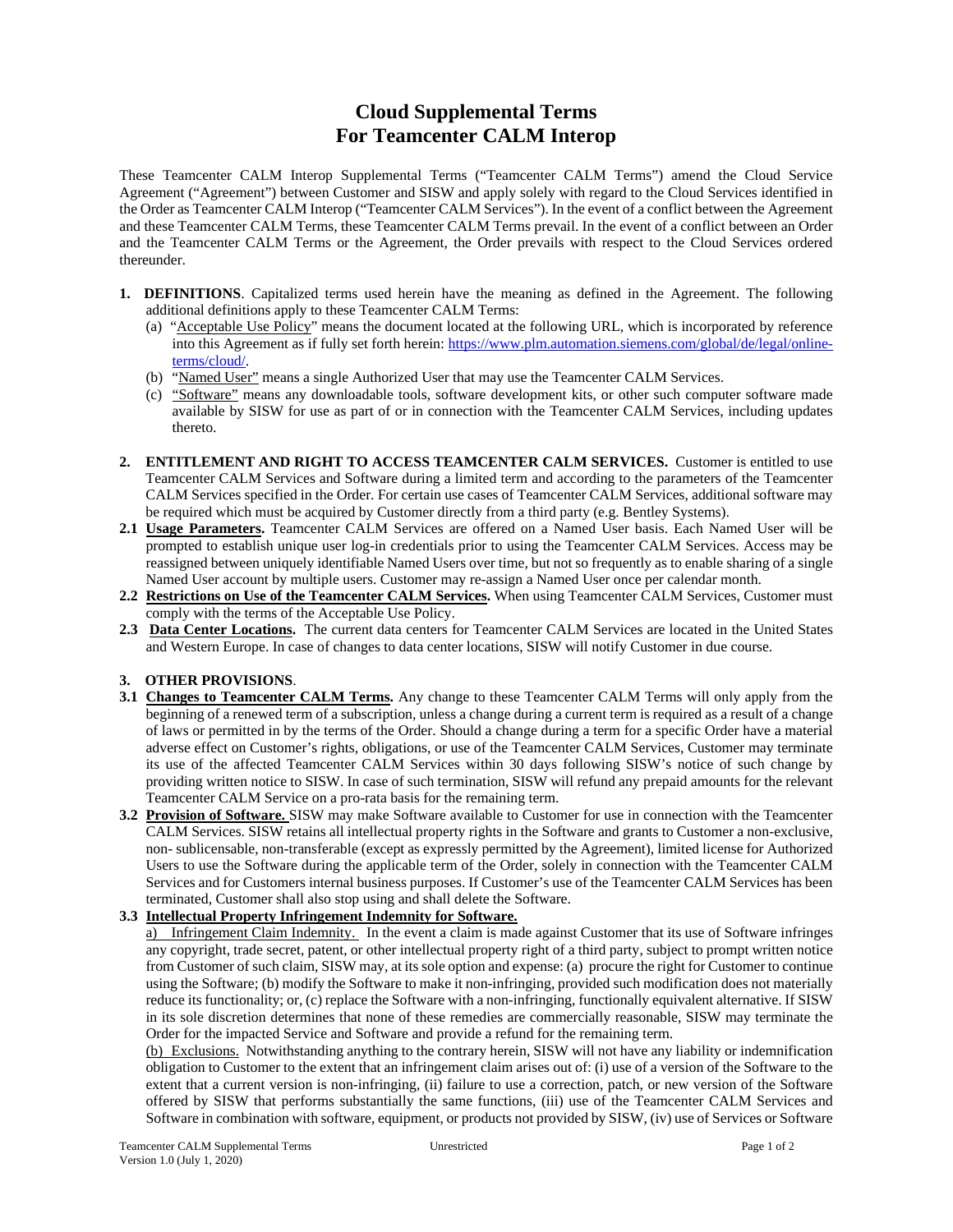# Cloud Supplemental Terms
# For Teamcenter CALM Interop

These Teamcenter CALM Interop Supplemental Terms ("Teamcenter CALM Terms") amend the Cloud Service Agreement ("Agreement") between Customer and SISW and apply solely with regard to the Cloud Services identified in the Order as Teamcenter CALM Interop ("Teamcenter CALM Services"). In the event of a conflict between the Agreement and these Teamcenter CALM Terms, these Teamcenter CALM Terms prevail. In the event of a conflict between an Order and the Teamcenter CALM Terms or the Agreement, the Order prevails with respect to the Cloud Services ordered thereunder.

**1. DEFINITIONS**. Capitalized terms used herein have the meaning as defined in the Agreement. The following additional definitions apply to these Teamcenter CALM Terms:

(a) "Acceptable Use Policy" means the document located at the following URL, which is incorporated by reference into this Agreement as if fully set forth herein: https://www.plm.automation.siemens.com/global/de/legal/online-terms/cloud/.

(b) "Named User" means a single Authorized User that may use the Teamcenter CALM Services.

(c) "Software" means any downloadable tools, software development kits, or other such computer software made available by SISW for use as part of or in connection with the Teamcenter CALM Services, including updates thereto.

**2. ENTITLEMENT AND RIGHT TO ACCESS TEAMCENTER CALM SERVICES.** Customer is entitled to use Teamcenter CALM Services and Software during a limited term and according to the parameters of the Teamcenter CALM Services specified in the Order. For certain use cases of Teamcenter CALM Services, additional software may be required which must be acquired by Customer directly from a third party (e.g. Bentley Systems).

**2.1 Usage Parameters.** Teamcenter CALM Services are offered on a Named User basis. Each Named User will be prompted to establish unique user log-in credentials prior to using the Teamcenter CALM Services. Access may be reassigned between uniquely identifiable Named Users over time, but not so frequently as to enable sharing of a single Named User account by multiple users. Customer may re-assign a Named User once per calendar month.

**2.2 Restrictions on Use of the Teamcenter CALM Services.** When using Teamcenter CALM Services, Customer must comply with the terms of the Acceptable Use Policy.

**2.3 Data Center Locations.** The current data centers for Teamcenter CALM Services are located in the United States and Western Europe. In case of changes to data center locations, SISW will notify Customer in due course.

**3. OTHER PROVISIONS**.

**3.1 Changes to Teamcenter CALM Terms.** Any change to these Teamcenter CALM Terms will only apply from the beginning of a renewed term of a subscription, unless a change during a current term is required as a result of a change of laws or permitted in by the terms of the Order. Should a change during a term for a specific Order have a material adverse effect on Customer's rights, obligations, or use of the Teamcenter CALM Services, Customer may terminate its use of the affected Teamcenter CALM Services within 30 days following SISW's notice of such change by providing written notice to SISW. In case of such termination, SISW will refund any prepaid amounts for the relevant Teamcenter CALM Service on a pro-rata basis for the remaining term.

**3.2 Provision of Software.** SISW may make Software available to Customer for use in connection with the Teamcenter CALM Services. SISW retains all intellectual property rights in the Software and grants to Customer a non-exclusive, non- sublicensable, non-transferable (except as expressly permitted by the Agreement), limited license for Authorized Users to use the Software during the applicable term of the Order, solely in connection with the Teamcenter CALM Services and for Customers internal business purposes. If Customer's use of the Teamcenter CALM Services has been terminated, Customer shall also stop using and shall delete the Software.

**3.3 Intellectual Property Infringement Indemnity for Software.**

a) Infringement Claim Indemnity. In the event a claim is made against Customer that its use of Software infringes any copyright, trade secret, patent, or other intellectual property right of a third party, subject to prompt written notice from Customer of such claim, SISW may, at its sole option and expense: (a) procure the right for Customer to continue using the Software; (b) modify the Software to make it non-infringing, provided such modification does not materially reduce its functionality; or, (c) replace the Software with a non-infringing, functionally equivalent alternative. If SISW in its sole discretion determines that none of these remedies are commercially reasonable, SISW may terminate the Order for the impacted Service and Software and provide a refund for the remaining term.

(b) Exclusions. Notwithstanding anything to the contrary herein, SISW will not have any liability or indemnification obligation to Customer to the extent that an infringement claim arises out of: (i) use of a version of the Software to the extent that a current version is non-infringing, (ii) failure to use a correction, patch, or new version of the Software offered by SISW that performs substantially the same functions, (iii) use of the Teamcenter CALM Services and Software in combination with software, equipment, or products not provided by SISW, (iv) use of Services or Software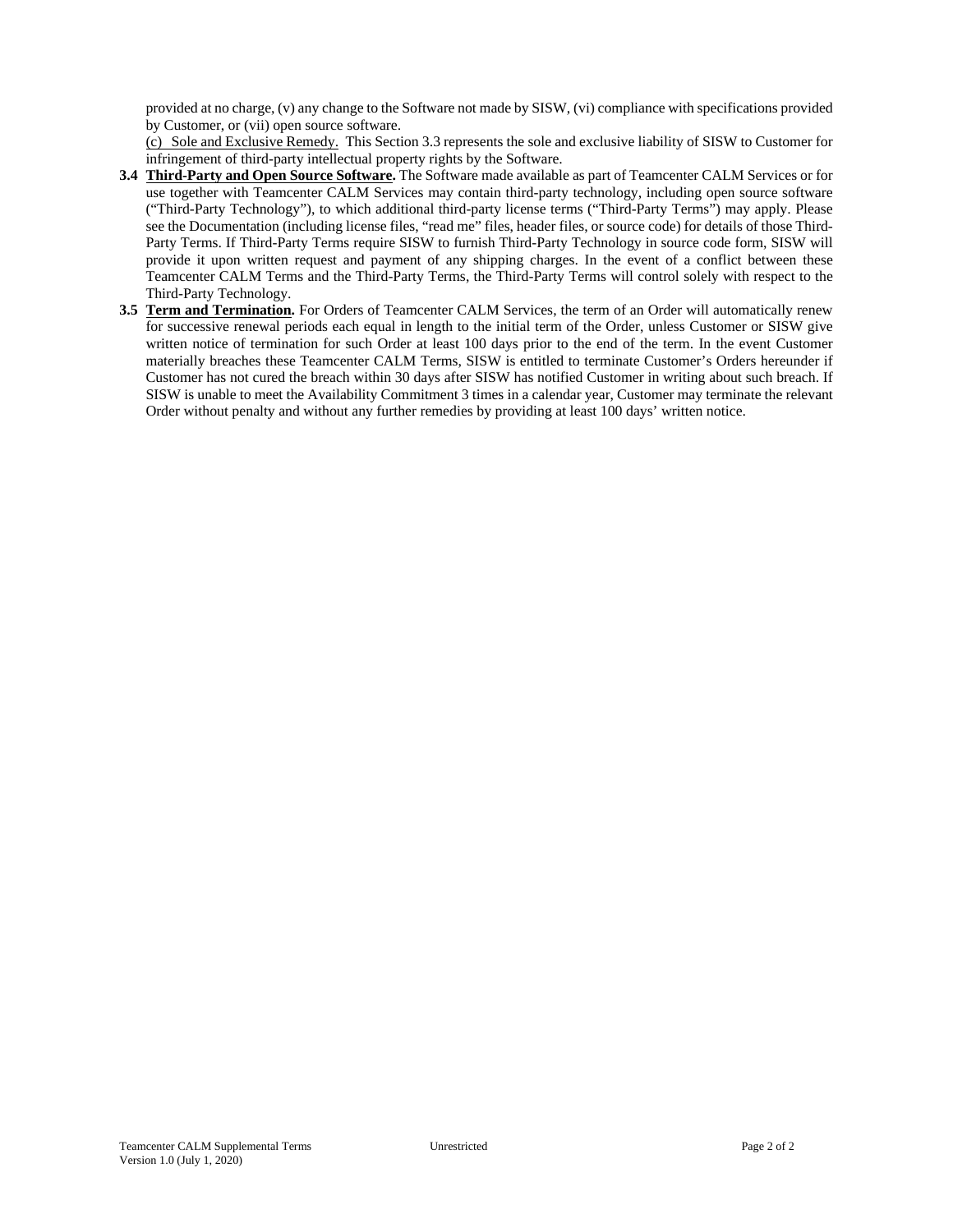provided at no charge, (v) any change to the Software not made by SISW, (vi) compliance with specifications provided by Customer, or (vii) open source software.

(c) Sole and Exclusive Remedy. This Section 3.3 represents the sole and exclusive liability of SISW to Customer for infringement of third-party intellectual property rights by the Software.

**3.4 Third-Party and Open Source Software.** The Software made available as part of Teamcenter CALM Services or for use together with Teamcenter CALM Services may contain third-party technology, including open source software ("Third-Party Technology"), to which additional third-party license terms ("Third-Party Terms") may apply. Please see the Documentation (including license files, "read me" files, header files, or source code) for details of those Third-Party Terms. If Third-Party Terms require SISW to furnish Third-Party Technology in source code form, SISW will provide it upon written request and payment of any shipping charges. In the event of a conflict between these Teamcenter CALM Terms and the Third-Party Terms, the Third-Party Terms will control solely with respect to the Third-Party Technology.

**3.5 Term and Termination.** For Orders of Teamcenter CALM Services, the term of an Order will automatically renew for successive renewal periods each equal in length to the initial term of the Order, unless Customer or SISW give written notice of termination for such Order at least 100 days prior to the end of the term. In the event Customer materially breaches these Teamcenter CALM Terms, SISW is entitled to terminate Customer's Orders hereunder if Customer has not cured the breach within 30 days after SISW has notified Customer in writing about such breach. If SISW is unable to meet the Availability Commitment 3 times in a calendar year, Customer may terminate the relevant Order without penalty and without any further remedies by providing at least 100 days' written notice.